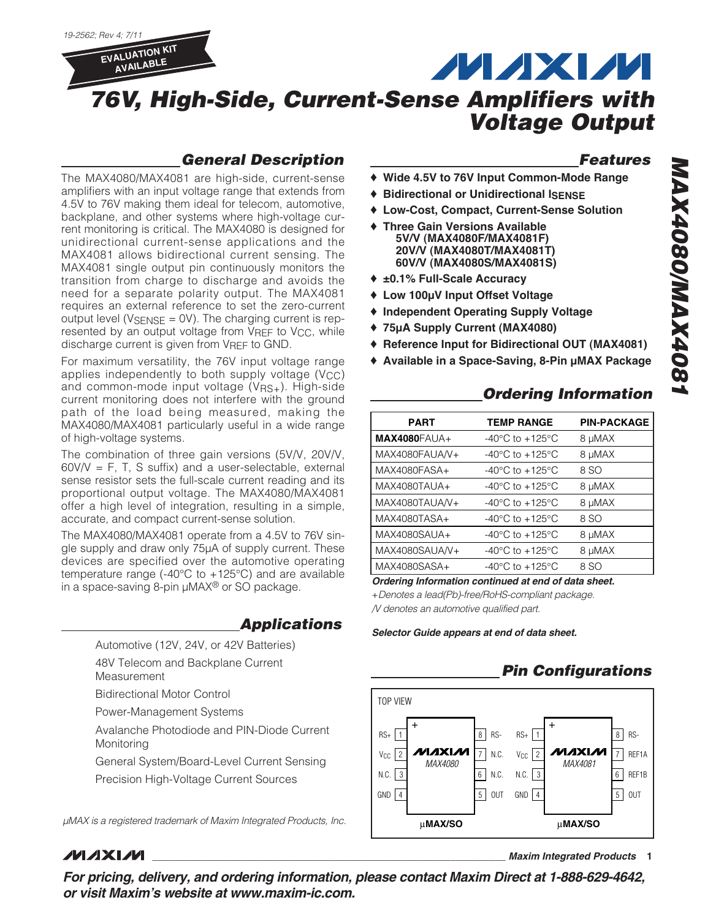19-2562; Rev 4; 7/11

EVALUATION KIT AVAILABLE

# 76V, High-Side, Current-Sense Amplifiers with Voltage Output

## General Description

The MAX4080/MAX4081 are high-side, current-sense amplifiers with an input voltage range that extends from 4.5V to 76V making them ideal for telecom, automotive, backplane, and other systems where high-voltage current monitoring is critical. The MAX4080 is designed for unidirectional current-sense applications and the MAX4081 allows bidirectional current sensing. The MAX4081 single output pin continuously monitors the transition from charge to discharge and avoids the need for a separate polarity output. The MAX4081 requires an external reference to set the zero-current output level ($V_{SENSE}$ = 0V). The charging current is represented by an output voltage from $V_{REF}$ to $V_{CC}$, while discharge current is given from $V_{REF}$ to GND.

For maximum versatility, the 76V input voltage range applies independently to both supply voltage ($V_{CC}$) and common-mode input voltage ($V_{RS+}$). High-side current monitoring does not interfere with the ground path of the load being measured, making the MAX4080/MAX4081 particularly useful in a wide range of high-voltage systems.

The combination of three gain versions (5V/V, 20V/V, 60V/V = F, T, S suffix) and a user-selectable, external sense resistor sets the full-scale current reading and its proportional output voltage. The MAX4080/MAX4081 offer a high level of integration, resulting in a simple, accurate, and compact current-sense solution.

The MAX4080/MAX4081 operate from a 4.5V to 76V single supply and draw only 75µA of supply current. These devices are specified over the automotive operating temperature range (-40°C to +125°C) and are available in a space-saving 8-pin µMAX® or SO package.

## Applications

Automotive (12V, 24V, or 42V Batteries)

48V Telecom and Backplane Current Measurement

Bidirectional Motor Control

Power-Management Systems

Avalanche Photodiode and PIN-Diode Current Monitoring

General System/Board-Level Current Sensing

Precision High-Voltage Current Sources

*µMAX is a registered trademark of Maxim Integrated Products, Inc.*

## Features

- ♦ **Wide 4.5V to 76V Input Common-Mode Range**
- ♦ **Bidirectional or Unidirectional $I_{SENSE}$**
- ♦ **Low-Cost, Compact, Current-Sense Solution**
- ♦ **Three Gain Versions Available**
  - **5V/V (MAX4080F/MAX4081F)**
  - **20V/V (MAX4080T/MAX4081T)**
  - **60V/V (MAX4080S/MAX4081S)**
- ♦ **±0.1% Full-Scale Accuracy**
- ♦ **Low 100µV Input Offset Voltage**
- ♦ **Independent Operating Supply Voltage**
- ♦ **75µA Supply Current (MAX4080)**
- ♦ **Reference Input for Bidirectional OUT (MAX4081)**
- ♦ **Available in a Space-Saving, 8-Pin µMAX Package**

## Ordering Information

| PART | TEMP RANGE | PIN-PACKAGE |
|---|---|---|
| **MAX4080**FAUA+ | -40°C to +125°C | 8 µMAX |
| MAX4080FAUA/V+ | -40°C to +125°C | 8 µMAX |
| MAX4080FASA+ | -40°C to +125°C | 8 SO |
| MAX4080TAUA+ | -40°C to +125°C | 8 µMAX |
| MAX4080TAUA/V+ | -40°C to +125°C | 8 µMAX |
| MAX4080TASA+ | -40°C to +125°C | 8 SO |
| MAX4080SAUA+ | -40°C to +125°C | 8 µMAX |
| MAX4080SAUA/V+ | -40°C to +125°C | 8 µMAX |
| MAX4080SASA+ | -40°C to +125°C | 8 SO |

***Ordering Information continued at end of data sheet.***

*+Denotes a lead(Pb)-free/RoHS-compliant package.*

*/V denotes an automotive qualified part.*

***Selector Guide appears at end of data sheet.***

## Pin Configurations

TOP VIEW

MAX4080 (µMAX/SO): 1 RS+, 2 $V_{CC}$, 3 N.C., 4 GND, 5 OUT, 6 N.C., 7 N.C., 8 RS-

MAX4081 (µMAX/SO): 1 RS+, 2 $V_{CC}$, 3 N.C., 4 GND, 5 OUT, 6 REF1B, 7 REF1A, 8 RS-

**For pricing, delivery, and ordering information, please contact Maxim Direct at 1-888-629-4642, or visit Maxim's website at www.maxim-ic.com.**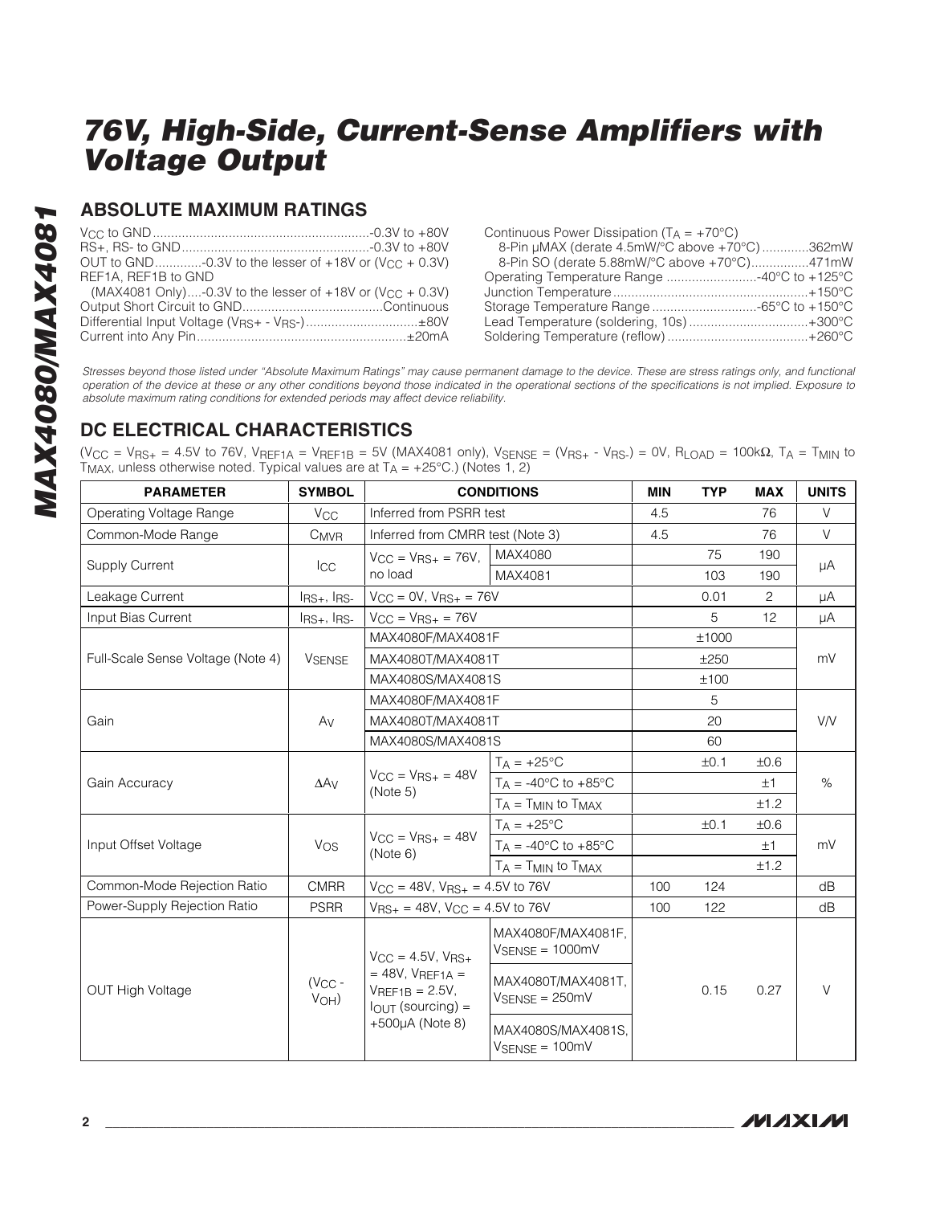# 76V, High-Side, Current-Sense Amplifiers with Voltage Output

## ABSOLUTE MAXIMUM RATINGS

$V_{CC}$ to GND ...........................................................-0.3V to +80V
RS+, RS- to GND...................................................-0.3V to +80V
OUT to GND.............-0.3V to the lesser of +18V or ($V_{CC}$ + 0.3V)
REF1A, REF1B to GND
(MAX4081 Only)....-0.3V to the lesser of +18V or ($V_{CC}$ + 0.3V)
Output Short Circuit to GND.......................................Continuous
Differential Input Voltage ($V_{RS+}$ - $V_{RS-}$)...............................±80V
Current into Any Pin..........................................................±20mA

Continuous Power Dissipation ($T_A$ = +70°C)
8-Pin µMAX (derate 4.5mW/°C above +70°C).............362mW
8-Pin SO (derate 5.88mW/°C above +70°C)................471mW
Operating Temperature Range .........................-40°C to +125°C
Junction Temperature......................................................+150°C
Storage Temperature Range .............................-65°C to +150°C
Lead Temperature (soldering, 10s) .................................+300°C
Soldering Temperature (reflow).......................................+260°C

*Stresses beyond those listed under "Absolute Maximum Ratings" may cause permanent damage to the device. These are stress ratings only, and functional operation of the device at these or any other conditions beyond those indicated in the operational sections of the specifications is not implied. Exposure to absolute maximum rating conditions for extended periods may affect device reliability.*

## DC ELECTRICAL CHARACTERISTICS

($V_{CC}$ = $V_{RS+}$ = 4.5V to 76V, $V_{REF1A}$ = $V_{REF1B}$ = 5V (MAX4081 only), $V_{SENSE}$ = ($V_{RS+}$ - $V_{RS-}$) = 0V, $R_{LOAD}$ = 100kΩ, $T_A$ = $T_{MIN}$ to $T_{MAX}$, unless otherwise noted. Typical values are at $T_A$ = +25°C.) (Notes 1, 2)

| PARAMETER | SYMBOL | CONDITIONS | | MIN | TYP | MAX | UNITS |
|---|---|---|---|---|---|---|---|
| Operating Voltage Range | $V_{CC}$ | Inferred from PSRR test | | 4.5 | | 76 | V |
| Common-Mode Range | $C_{MVR}$ | Inferred from CMRR test (Note 3) | | 4.5 | | 76 | V |
| Supply Current | $I_{CC}$ | $V_{CC}$ = $V_{RS+}$ = 76V, no load | MAX4080 | | 75 | 190 | µA |
| | | | MAX4081 | | 103 | 190 | |
| Leakage Current | $I_{RS+}$, $I_{RS-}$ | $V_{CC}$ = 0V, $V_{RS+}$ = 76V | | | 0.01 | 2 | µA |
| Input Bias Current | $I_{RS+}$, $I_{RS-}$ | $V_{CC}$ = $V_{RS+}$ = 76V | | | 5 | 12 | µA |
| Full-Scale Sense Voltage (Note 4) | $V_{SENSE}$ | MAX4080F/MAX4081F | | | ±1000 | | mV |
| | | MAX4080T/MAX4081T | | | ±250 | | |
| | | MAX4080S/MAX4081S | | | ±100 | | |
| Gain | $A_V$ | MAX4080F/MAX4081F | | | 5 | | V/V |
| | | MAX4080T/MAX4081T | | | 20 | | |
| | | MAX4080S/MAX4081S | | | 60 | | |
| Gain Accuracy | $\Delta A_V$ | $V_{CC}$ = $V_{RS+}$ = 48V (Note 5) | $T_A$ = +25°C | | ±0.1 | ±0.6 | % |
| | | | $T_A$ = -40°C to +85°C | | | ±1 | |
| | | | $T_A$ = $T_{MIN}$ to $T_{MAX}$ | | | ±1.2 | |
| Input Offset Voltage | $V_{OS}$ | $V_{CC}$ = $V_{RS+}$ = 48V (Note 6) | $T_A$ = +25°C | | ±0.1 | ±0.6 | mV |
| | | | $T_A$ = -40°C to +85°C | | | ±1 | |
| | | | $T_A$ = $T_{MIN}$ to $T_{MAX}$ | | | ±1.2 | |
| Common-Mode Rejection Ratio | CMRR | $V_{CC}$ = 48V, $V_{RS+}$ = 4.5V to 76V | | 100 | 124 | | dB |
| Power-Supply Rejection Ratio | PSRR | $V_{RS+}$ = 48V, $V_{CC}$ = 4.5V to 76V | | 100 | 122 | | dB |
| OUT High Voltage | ($V_{CC}$ - $V_{OH}$) | $V_{CC}$ = 4.5V, $V_{RS+}$ = 48V, $V_{REF1A}$ = $V_{REF1B}$ = 2.5V, $I_{OUT}$ (sourcing) = +500µA (Note 8) | MAX4080F/MAX4081F, $V_{SENSE}$ = 1000mV | | 0.15 | 0.27 | V |
| | | | MAX4080T/MAX4081T, $V_{SENSE}$ = 250mV | | | | |
| | | | MAX4080S/MAX4081S, $V_{SENSE}$ = 100mV | | | | |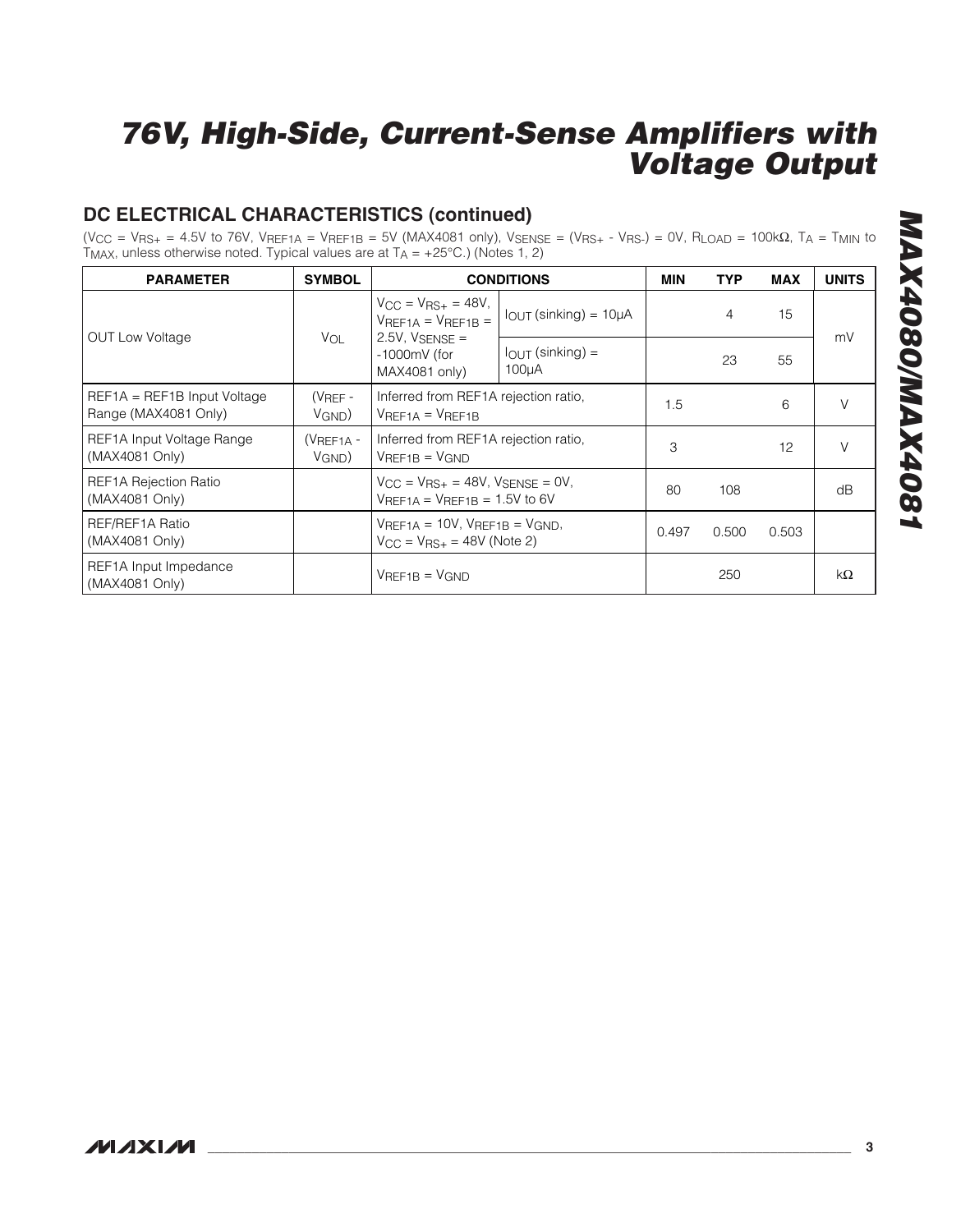# 76V, High-Side, Current-Sense Amplifiers with Voltage Output

## DC ELECTRICAL CHARACTERISTICS (continued)

($V_{CC}$ = $V_{RS+}$ = 4.5V to 76V, $V_{REF1A}$ = $V_{REF1B}$ = 5V (MAX4081 only), $V_{SENSE}$ = ($V_{RS+}$ - $V_{RS-}$) = 0V, $R_{LOAD}$ = 100kΩ, $T_A$ = $T_{MIN}$ to $T_{MAX}$, unless otherwise noted. Typical values are at $T_A$ = +25°C.) (Notes 1, 2)

| PARAMETER | SYMBOL | CONDITIONS | | MIN | TYP | MAX | UNITS |
|---|---|---|---|---|---|---|---|
| OUT Low Voltage | $V_{OL}$ | $V_{CC}$ = $V_{RS+}$ = 48V, $V_{REF1A}$ = $V_{REF1B}$ = 2.5V, $V_{SENSE}$ = -1000mV (for MAX4081 only) | $I_{OUT}$ (sinking) = 10µA | | 4 | 15 | mV |
| | | | $I_{OUT}$ (sinking) = 100µA | | 23 | 55 | |
| REF1A = REF1B Input Voltage Range (MAX4081 Only) | ($V_{REF}$ - $V_{GND}$) | Inferred from REF1A rejection ratio, $V_{REF1A}$ = $V_{REF1B}$ | | 1.5 | | 6 | V |
| REF1A Input Voltage Range (MAX4081 Only) | ($V_{REF1A}$ - $V_{GND}$) | Inferred from REF1A rejection ratio, $V_{REF1B}$ = $V_{GND}$ | | 3 | | 12 | V |
| REF1A Rejection Ratio (MAX4081 Only) | | $V_{CC}$ = $V_{RS+}$ = 48V, $V_{SENSE}$ = 0V, $V_{REF1A}$ = $V_{REF1B}$ = 1.5V to 6V | | 80 | 108 | | dB |
| REF/REF1A Ratio (MAX4081 Only) | | $V_{REF1A}$ = 10V, $V_{REF1B}$ = $V_{GND}$, $V_{CC}$ = $V_{RS+}$ = 48V (Note 2) | | 0.497 | 0.500 | 0.503 | |
| REF1A Input Impedance (MAX4081 Only) | | $V_{REF1B}$ = $V_{GND}$ | | | 250 | | kΩ |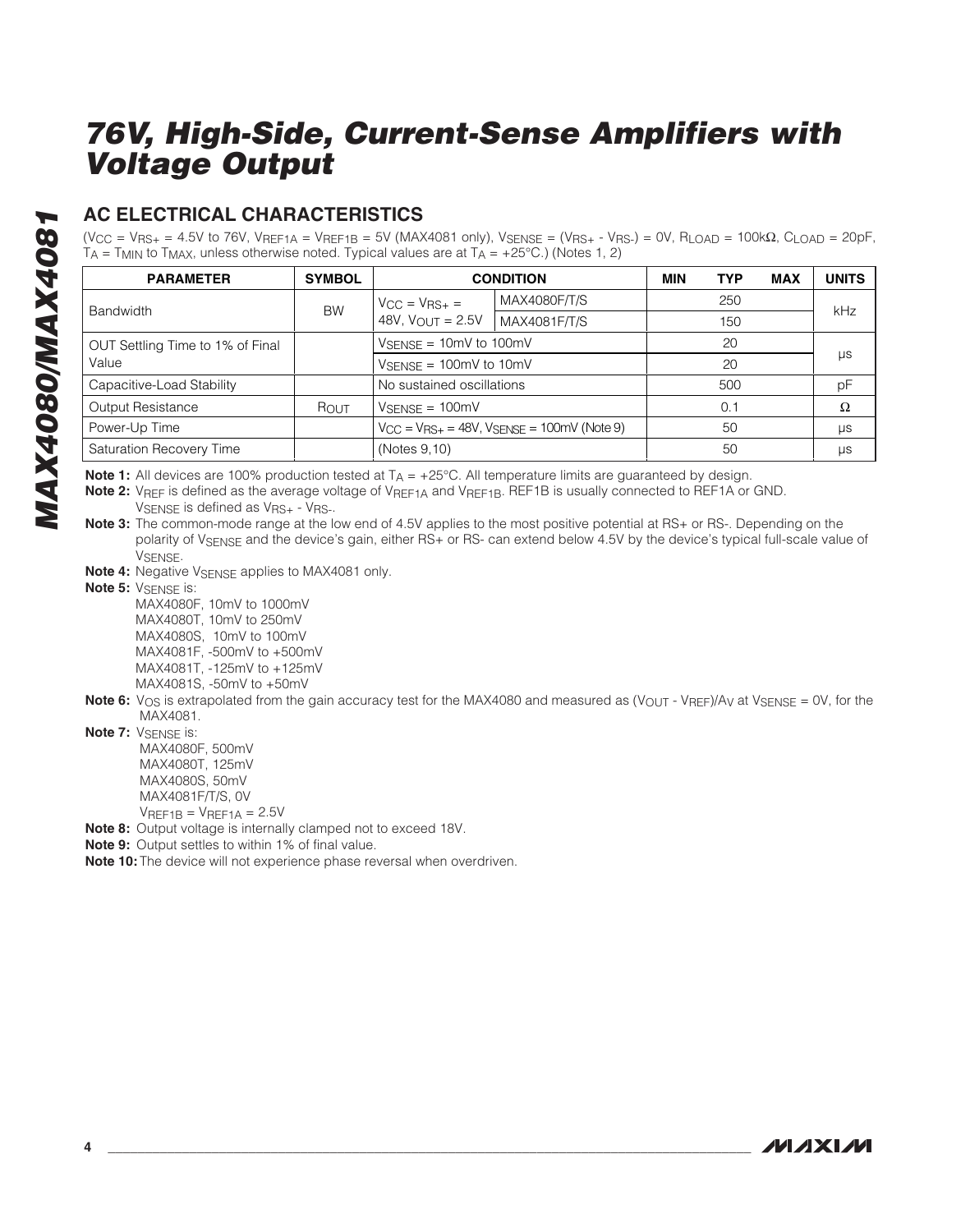## AC ELECTRICAL CHARACTERISTICS

($V_{CC}$ = $V_{RS+}$ = 4.5V to 76V, $V_{REF1A}$ = $V_{REF1B}$ = 5V (MAX4081 only), $V_{SENSE}$ = ($V_{RS+}$ - $V_{RS-}$) = 0V, $R_{LOAD}$ = 100kΩ, $C_{LOAD}$ = 20pF, $T_A$ = $T_{MIN}$ to $T_{MAX}$, unless otherwise noted. Typical values are at $T_A$ = +25°C.) (Notes 1, 2)

| PARAMETER | SYMBOL | CONDITION | | MIN | TYP | MAX | UNITS |
|---|---|---|---|---|---|---|---|
| Bandwidth | BW | $V_{CC}$ = $V_{RS+}$ = 48V, $V_{OUT}$ = 2.5V | MAX4080F/T/S | | 250 | | kHz |
| | | | MAX4081F/T/S | | 150 | | |
| OUT Settling Time to 1% of Final Value | | $V_{SENSE}$ = 10mV to 100mV | | | 20 | | µs |
| | | $V_{SENSE}$ = 100mV to 10mV | | | 20 | | |
| Capacitive-Load Stability | | No sustained oscillations | | | 500 | | pF |
| Output Resistance | $R_{OUT}$ | $V_{SENSE}$ = 100mV | | | 0.1 | | Ω |
| Power-Up Time | | $V_{CC}$ = $V_{RS+}$ = 48V, $V_{SENSE}$ = 100mV (Note 9) | | | 50 | | µs |
| Saturation Recovery Time | | (Notes 9,10) | | | 50 | | µs |

**Note 1:** All devices are 100% production tested at $T_A$ = +25°C. All temperature limits are guaranteed by design.

**Note 2:** $V_{REF}$ is defined as the average voltage of $V_{REF1A}$ and $V_{REF1B}$. REF1B is usually connected to REF1A or GND. $V_{SENSE}$ is defined as $V_{RS+}$ - $V_{RS-}$.

**Note 3:** The common-mode range at the low end of 4.5V applies to the most positive potential at RS+ or RS-. Depending on the polarity of $V_{SENSE}$ and the device's gain, either RS+ or RS- can extend below 4.5V by the device's typical full-scale value of $V_{SENSE}$.

**Note 4:** Negative $V_{SENSE}$ applies to MAX4081 only.

**Note 5:** $V_{SENSE}$ is:
MAX4080F, 10mV to 1000mV
MAX4080T, 10mV to 250mV
MAX4080S, 10mV to 100mV
MAX4081F, -500mV to +500mV
MAX4081T, -125mV to +125mV
MAX4081S, -50mV to +50mV

**Note 6:** $V_{OS}$ is extrapolated from the gain accuracy test for the MAX4080 and measured as ($V_{OUT}$ - $V_{REF}$)/$A_V$ at $V_{SENSE}$ = 0V, for the MAX4081.

**Note 7:** $V_{SENSE}$ is:
MAX4080F, 500mV
MAX4080T, 125mV
MAX4080S, 50mV
MAX4081F/T/S, 0V
$V_{REF1B}$ = $V_{REF1A}$ = 2.5V

**Note 8:** Output voltage is internally clamped not to exceed 18V.

**Note 9:** Output settles to within 1% of final value.

**Note 10:** The device will not experience phase reversal when overdriven.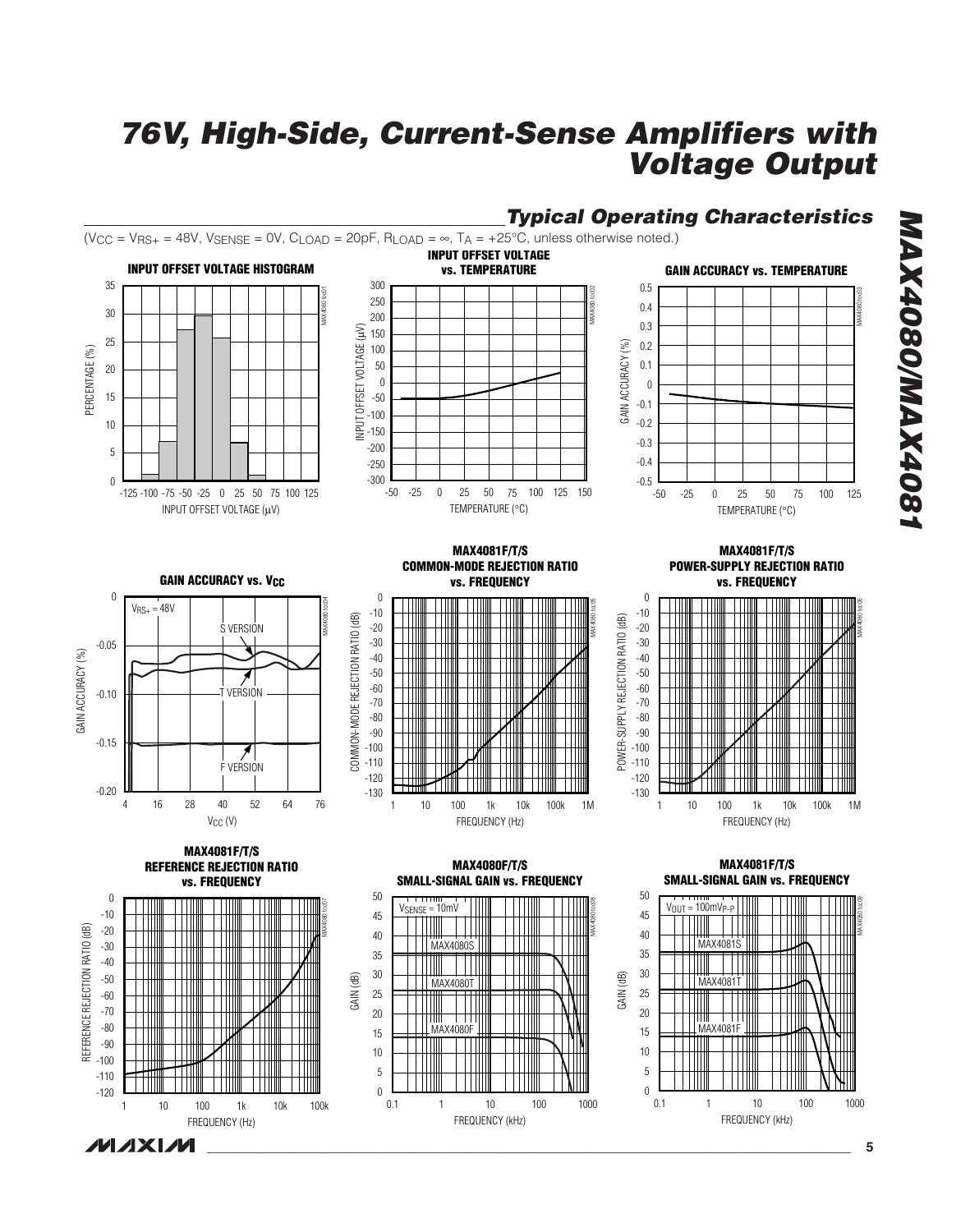## Typical Operating Characteristics

($V_{CC} = V_{RS+} = 48V$, $V_{SENSE} = 0V$, $C_{LOAD} = 20pF$, $R_{LOAD} = \infty$, $T_A = +25°C$, unless otherwise noted.)

**INPUT OFFSET VOLTAGE HISTOGRAM**

**INPUT OFFSET VOLTAGE vs. TEMPERATURE**

**GAIN ACCURACY vs. TEMPERATURE**

**GAIN ACCURACY vs. $V_{CC}$**

**MAX4081F/T/S COMMON-MODE REJECTION RATIO vs. FREQUENCY**

**MAX4081F/T/S POWER-SUPPLY REJECTION RATIO vs. FREQUENCY**

**MAX4081F/T/S REFERENCE REJECTION RATIO vs. FREQUENCY**

**MAX4080F/T/S SMALL-SIGNAL GAIN vs. FREQUENCY**

**MAX4081F/T/S SMALL-SIGNAL GAIN vs. FREQUENCY**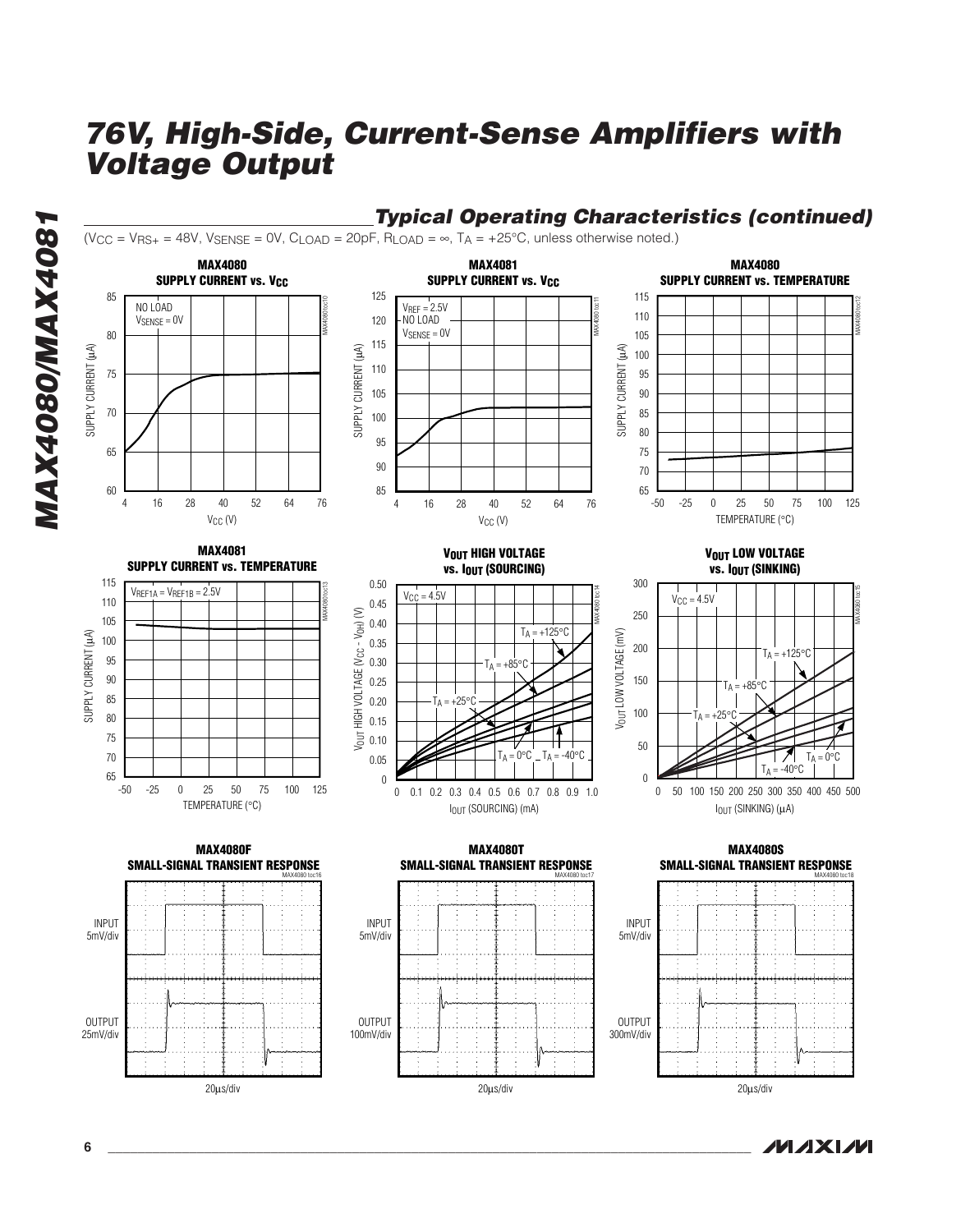## Typical Operating Characteristics (continued)

($V_{CC}$ = $V_{RS+}$ = 48V, $V_{SENSE}$ = 0V, $C_{LOAD}$ = 20pF, $R_{LOAD}$ = ∞, $T_A$ = +25°C, unless otherwise noted.)

**MAX4080 SUPPLY CURRENT vs. $V_{CC}$**

NO LOAD, $V_{SENSE}$ = 0V. SUPPLY CURRENT (µA) vs. $V_{CC}$ (V)

**MAX4081 SUPPLY CURRENT vs. $V_{CC}$**

$V_{REF}$ = 2.5V, NO LOAD, $V_{SENSE}$ = 0V. SUPPLY CURRENT (µA) vs. $V_{CC}$ (V)

**MAX4080 SUPPLY CURRENT vs. TEMPERATURE**

SUPPLY CURRENT (µA) vs. TEMPERATURE (°C)

**MAX4081 SUPPLY CURRENT vs. TEMPERATURE**

$V_{REF1A}$ = $V_{REF1B}$ = 2.5V. SUPPLY CURRENT (µA) vs. TEMPERATURE (°C)

**$V_{OUT}$ HIGH VOLTAGE vs. $I_{OUT}$ (SOURCING)**

$V_{CC}$ = 4.5V. $V_{OUT}$ HIGH VOLTAGE ($V_{CC}$ - $V_{OH}$) (V) vs. $I_{OUT}$ (SOURCING) (mA); $T_A$ = +125°C, +85°C, +25°C, 0°C, -40°C

**$V_{OUT}$ LOW VOLTAGE vs. $I_{OUT}$ (SINKING)**

$V_{CC}$ = 4.5V. $V_{OUT}$ LOW VOLTAGE (mV) vs. $I_{OUT}$ (SINKING) (µA); $T_A$ = +125°C, +85°C, +25°C, 0°C, -40°C

**MAX4080F SMALL-SIGNAL TRANSIENT RESPONSE**

INPUT 5mV/div, OUTPUT 25mV/div, 20µs/div

**MAX4080T SMALL-SIGNAL TRANSIENT RESPONSE**

INPUT 5mV/div, OUTPUT 100mV/div, 20µs/div

**MAX4080S SMALL-SIGNAL TRANSIENT RESPONSE**

INPUT 5mV/div, OUTPUT 300mV/div, 20µs/div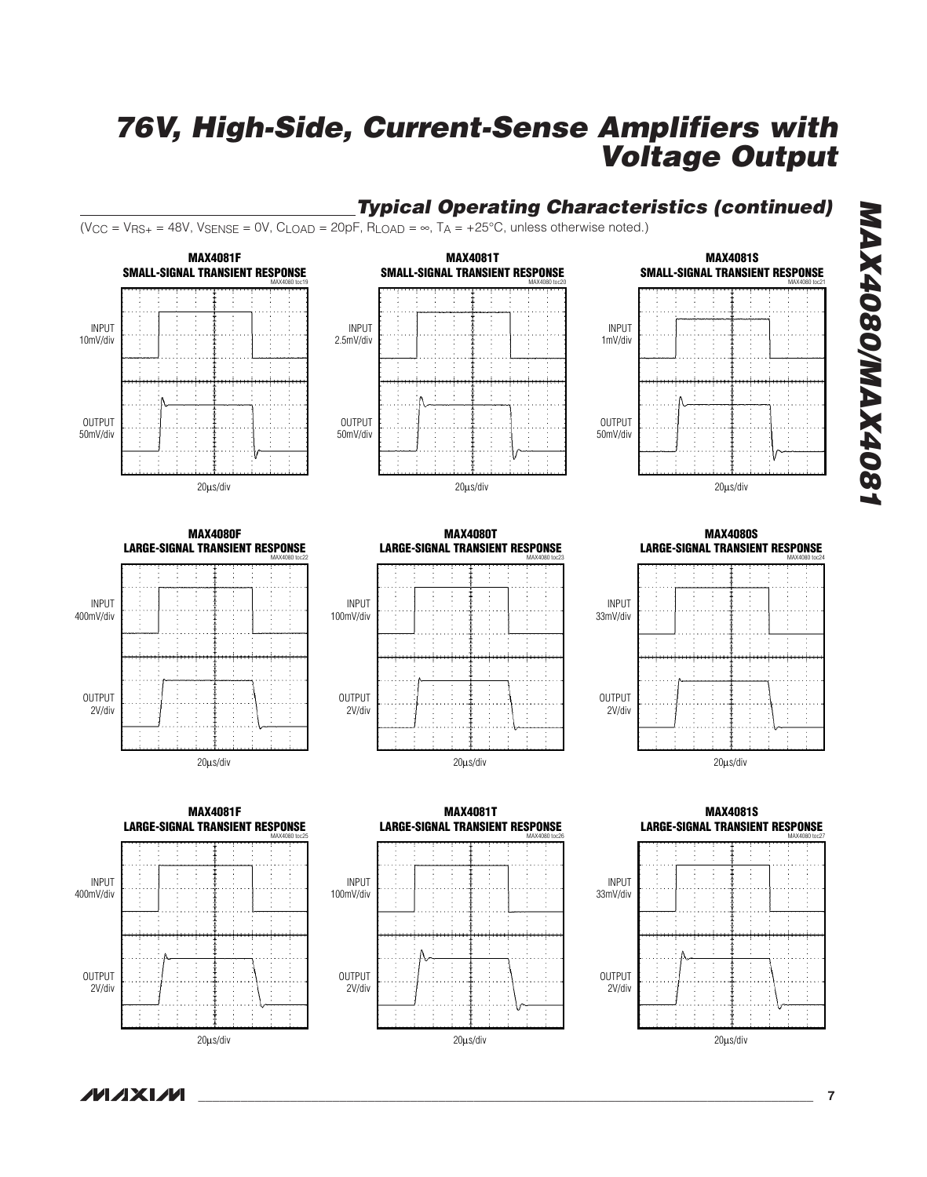## Typical Operating Characteristics (continued)

($V_{CC} = V_{RS+} = 48V$, $V_{SENSE} = 0V$, $C_{LOAD} = 20pF$, $R_{LOAD} = \infty$, $T_A = +25°C$, unless otherwise noted.)

**MAX4081F SMALL-SIGNAL TRANSIENT RESPONSE** (MAX4080 toc19)
INPUT 10mV/div
OUTPUT 50mV/div
20µs/div

**MAX4081T SMALL-SIGNAL TRANSIENT RESPONSE** (MAX4080 toc20)
INPUT 2.5mV/div
OUTPUT 50mV/div
20µs/div

**MAX4081S SMALL-SIGNAL TRANSIENT RESPONSE** (MAX4080 toc21)
INPUT 1mV/div
OUTPUT 50mV/div
20µs/div

**MAX4080F LARGE-SIGNAL TRANSIENT RESPONSE** (MAX4080 toc22)
INPUT 400mV/div
OUTPUT 2V/div
20µs/div

**MAX4080T LARGE-SIGNAL TRANSIENT RESPONSE** (MAX4080 toc23)
INPUT 100mV/div
OUTPUT 2V/div
20µs/div

**MAX4080S LARGE-SIGNAL TRANSIENT RESPONSE** (MAX4080 toc24)
INPUT 33mV/div
OUTPUT 2V/div
20µs/div

**MAX4081F LARGE-SIGNAL TRANSIENT RESPONSE** (MAX4080 toc25)
INPUT 400mV/div
OUTPUT 2V/div
20µs/div

**MAX4081T LARGE-SIGNAL TRANSIENT RESPONSE** (MAX4080 toc26)
INPUT 100mV/div
OUTPUT 2V/div
20µs/div

**MAX4081S LARGE-SIGNAL TRANSIENT RESPONSE** (MAX4080 toc27)
INPUT 33mV/div
OUTPUT 2V/div
20µs/div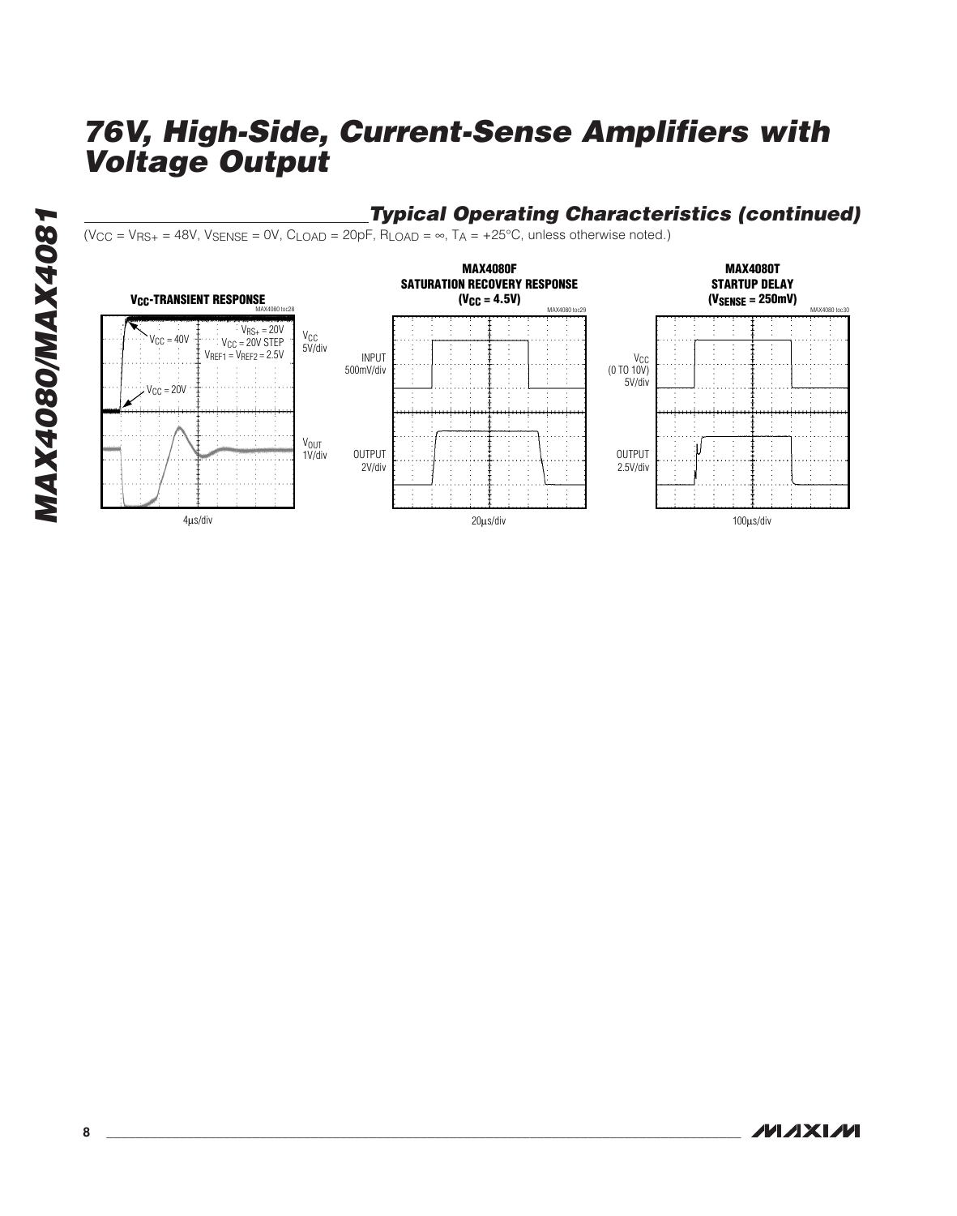## Typical Operating Characteristics (continued)

($V_{CC}$ = $V_{RS+}$ = 48V, $V_{SENSE}$ = 0V, $C_{LOAD}$ = 20pF, $R_{LOAD}$ = ∞, $T_A$ = +25°C, unless otherwise noted.)

**$V_{CC}$-TRANSIENT RESPONSE**

MAX4080 toc28

$V_{RS+}$ = 20V
$V_{CC}$ = 20V STEP
$V_{REF1}$ = $V_{REF2}$ = 2.5V

$V_{CC}$ = 40V

$V_{CC}$ = 20V

$V_{CC}$ 5V/div

$V_{OUT}$ 1V/div

4µs/div

**MAX4080F SATURATION RECOVERY RESPONSE ($V_{CC}$ = 4.5V)**

MAX4080 toc29

INPUT 500mV/div

OUTPUT 2V/div

20µs/div

**MAX4080T STARTUP DELAY ($V_{SENSE}$ = 250mV)**

MAX4080 toc30

$V_{CC}$ (0 TO 10V) 5V/div

OUTPUT 2.5V/div

100µs/div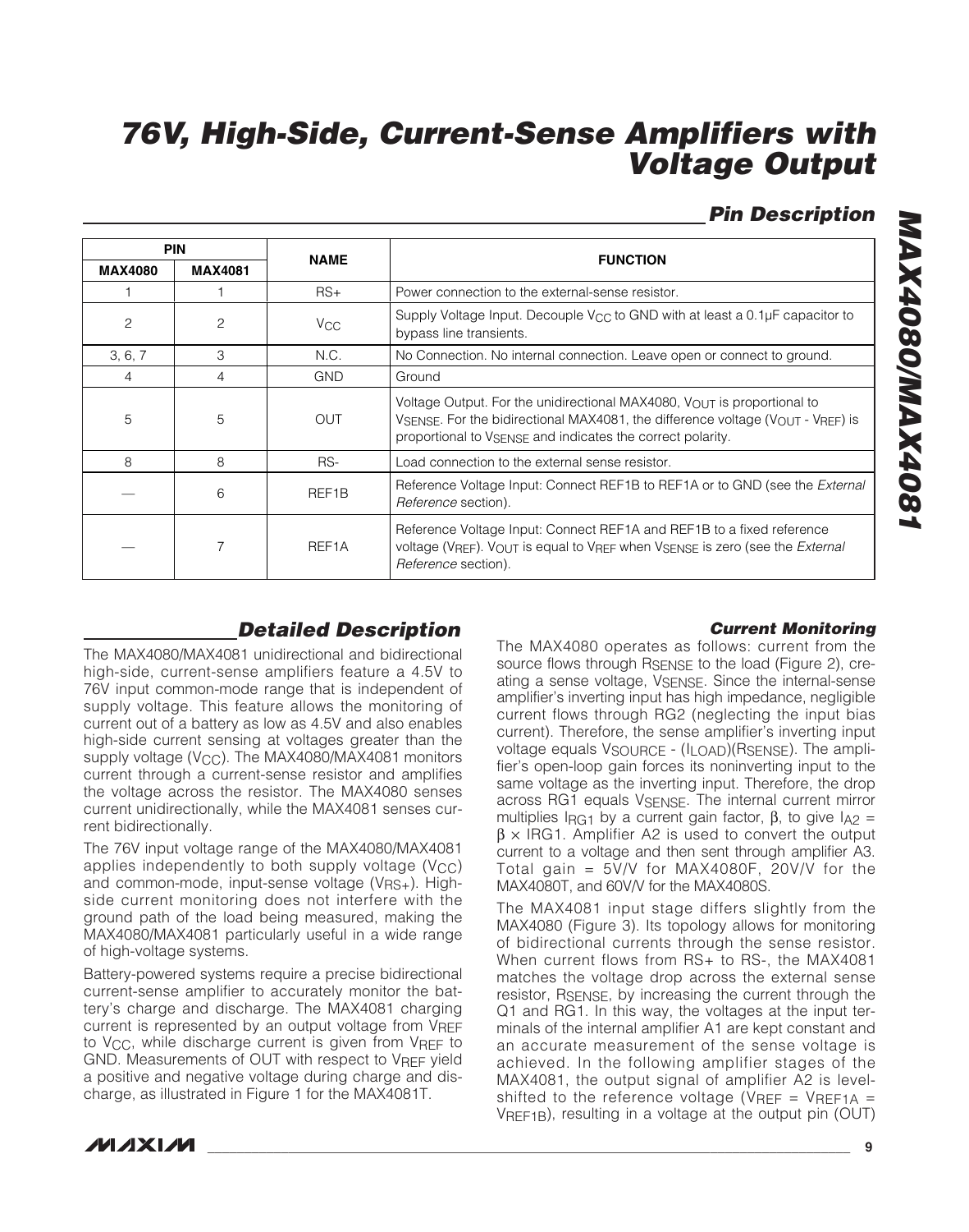## Pin Description

| PIN | | NAME | FUNCTION |
|---|---|---|---|
| MAX4080 | MAX4081 | | |
| 1 | 1 | RS+ | Power connection to the external-sense resistor. |
| 2 | 2 | $V_{CC}$ | Supply Voltage Input. Decouple $V_{CC}$ to GND with at least a 0.1µF capacitor to bypass line transients. |
| 3, 6, 7 | 3 | N.C. | No Connection. No internal connection. Leave open or connect to ground. |
| 4 | 4 | GND | Ground |
| 5 | 5 | OUT | Voltage Output. For the unidirectional MAX4080, $V_{OUT}$ is proportional to $V_{SENSE}$. For the bidirectional MAX4081, the difference voltage ($V_{OUT}$ - $V_{REF}$) is proportional to $V_{SENSE}$ and indicates the correct polarity. |
| 8 | 8 | RS- | Load connection to the external sense resistor. |
| — | 6 | REF1B | Reference Voltage Input: Connect REF1B to REF1A or to GND (see the *External Reference* section). |
| — | 7 | REF1A | Reference Voltage Input: Connect REF1A and REF1B to a fixed reference voltage ($V_{REF}$). $V_{OUT}$ is equal to $V_{REF}$ when $V_{SENSE}$ is zero (see the *External Reference* section). |

## Detailed Description

The MAX4080/MAX4081 unidirectional and bidirectional high-side, current-sense amplifiers feature a 4.5V to 76V input common-mode range that is independent of supply voltage. This feature allows the monitoring of current out of a battery as low as 4.5V and also enables high-side current sensing at voltages greater than the supply voltage ($V_{CC}$). The MAX4080/MAX4081 monitors current through a current-sense resistor and amplifies the voltage across the resistor. The MAX4080 senses current unidirectionally, while the MAX4081 senses current bidirectionally.

The 76V input voltage range of the MAX4080/MAX4081 applies independently to both supply voltage ($V_{CC}$) and common-mode, input-sense voltage ($V_{RS+}$). High-side current monitoring does not interfere with the ground path of the load being measured, making the MAX4080/MAX4081 particularly useful in a wide range of high-voltage systems.

Battery-powered systems require a precise bidirectional current-sense amplifier to accurately monitor the battery's charge and discharge. The MAX4081 charging current is represented by an output voltage from $V_{REF}$ to $V_{CC}$, while discharge current is given from $V_{REF}$ to GND. Measurements of OUT with respect to $V_{REF}$ yield a positive and negative voltage during charge and discharge, as illustrated in Figure 1 for the MAX4081T.

### Current Monitoring

The MAX4080 operates as follows: current from the source flows through $R_{SENSE}$ to the load (Figure 2), creating a sense voltage, $V_{SENSE}$. Since the internal-sense amplifier's inverting input has high impedance, negligible current flows through RG2 (neglecting the input bias current). Therefore, the sense amplifier's inverting input voltage equals $V_{SOURCE}$ - ($I_{LOAD}$)($R_{SENSE}$). The amplifier's open-loop gain forces its noninverting input to the same voltage as the inverting input. Therefore, the drop across RG1 equals $V_{SENSE}$. The internal current mirror multiplies $I_{RG1}$ by a current gain factor, $\beta$, to give $I_{A2} = \beta \times I_{RG1}$. Amplifier A2 is used to convert the output current to a voltage and then sent through amplifier A3. Total gain = 5V/V for MAX4080F, 20V/V for the MAX4080T, and 60V/V for the MAX4080S.

The MAX4081 input stage differs slightly from the MAX4080 (Figure 3). Its topology allows for monitoring of bidirectional currents through the sense resistor. When current flows from RS+ to RS-, the MAX4081 matches the voltage drop across the external sense resistor, $R_{SENSE}$, by increasing the current through the Q1 and RG1. In this way, the voltages at the input terminals of the internal amplifier A1 are kept constant and an accurate measurement of the sense voltage is achieved. In the following amplifier stages of the MAX4081, the output signal of amplifier A2 is level-shifted to the reference voltage ($V_{REF} = V_{REF1A} = V_{REF1B}$), resulting in a voltage at the output pin (OUT)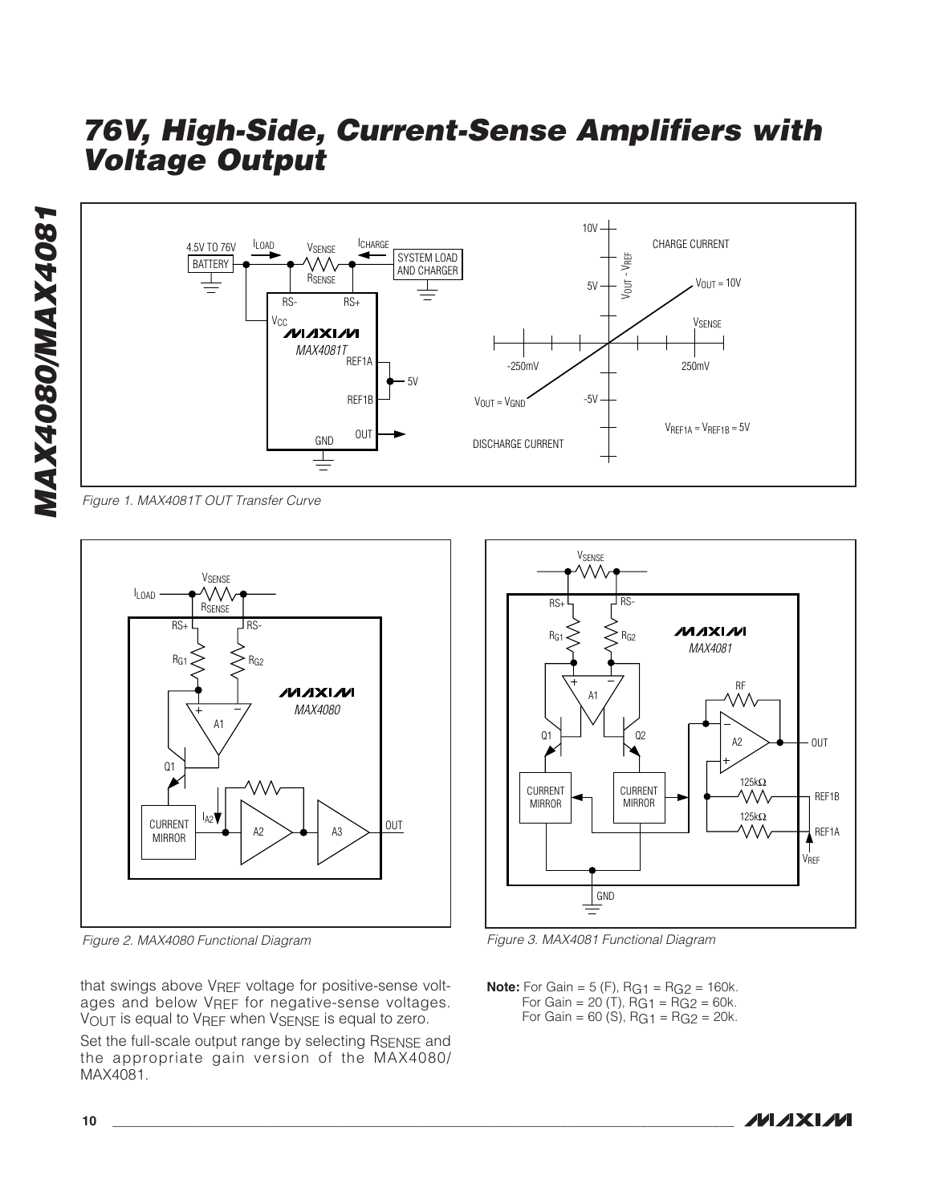Figure 1. MAX4081T OUT Transfer Curve

Figure 2. MAX4080 Functional Diagram

Figure 3. MAX4081 Functional Diagram

**Note:** For Gain = 5 (F), $R_{G1} = R_{G2} = 160k$.
For Gain = 20 (T), $R_{G1} = R_{G2} = 60k$.
For Gain = 60 (S), $R_{G1} = R_{G2} = 20k$.

that swings above $V_{REF}$ voltage for positive-sense voltages and below $V_{REF}$ for negative-sense voltages. $V_{OUT}$ is equal to $V_{REF}$ when $V_{SENSE}$ is equal to zero.

Set the full-scale output range by selecting $R_{SENSE}$ and the appropriate gain version of the MAX4080/MAX4081.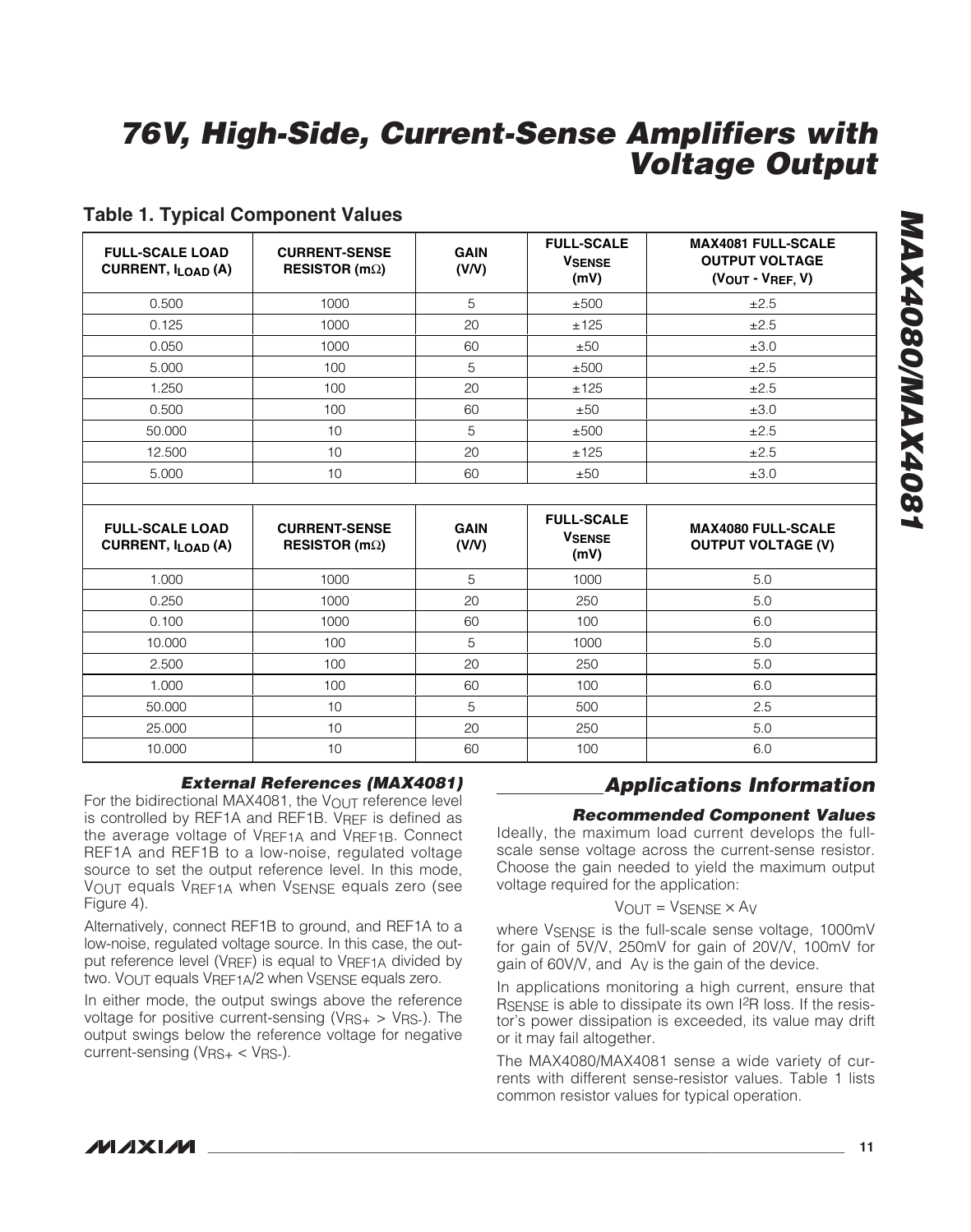## Table 1. Typical Component Values

| FULL-SCALE LOAD CURRENT, $I_{LOAD}$ (A) | CURRENT-SENSE RESISTOR (mΩ) | GAIN (V/V) | FULL-SCALE $V_{SENSE}$ (mV) | MAX4081 FULL-SCALE OUTPUT VOLTAGE ($V_{OUT}$ - $V_{REF}$, V) |
|---|---|---|---|---|
| 0.500 | 1000 | 5 | ±500 | ±2.5 |
| 0.125 | 1000 | 20 | ±125 | ±2.5 |
| 0.050 | 1000 | 60 | ±50 | ±3.0 |
| 5.000 | 100 | 5 | ±500 | ±2.5 |
| 1.250 | 100 | 20 | ±125 | ±2.5 |
| 0.500 | 100 | 60 | ±50 | ±3.0 |
| 50.000 | 10 | 5 | ±500 | ±2.5 |
| 12.500 | 10 | 20 | ±125 | ±2.5 |
| 5.000 | 10 | 60 | ±50 | ±3.0 |

| FULL-SCALE LOAD CURRENT, $I_{LOAD}$ (A) | CURRENT-SENSE RESISTOR (mΩ) | GAIN (V/V) | FULL-SCALE $V_{SENSE}$ (mV) | MAX4080 FULL-SCALE OUTPUT VOLTAGE (V) |
|---|---|---|---|---|
| 1.000 | 1000 | 5 | 1000 | 5.0 |
| 0.250 | 1000 | 20 | 250 | 5.0 |
| 0.100 | 1000 | 60 | 100 | 6.0 |
| 10.000 | 100 | 5 | 1000 | 5.0 |
| 2.500 | 100 | 20 | 250 | 5.0 |
| 1.000 | 100 | 60 | 100 | 6.0 |
| 50.000 | 10 | 5 | 500 | 2.5 |
| 25.000 | 10 | 20 | 250 | 5.0 |
| 10.000 | 10 | 60 | 100 | 6.0 |

### External References (MAX4081)

For the bidirectional MAX4081, the $V_{OUT}$ reference level is controlled by REF1A and REF1B. $V_{REF}$ is defined as the average voltage of $V_{REF1A}$ and $V_{REF1B}$. Connect REF1A and REF1B to a low-noise, regulated voltage source to set the output reference level. In this mode, $V_{OUT}$ equals $V_{REF1A}$ when $V_{SENSE}$ equals zero (see Figure 4).

Alternatively, connect REF1B to ground, and REF1A to a low-noise, regulated voltage source. In this case, the output reference level ($V_{REF}$) is equal to $V_{REF1A}$ divided by two. $V_{OUT}$ equals $V_{REF1A}/2$ when $V_{SENSE}$ equals zero.

In either mode, the output swings above the reference voltage for positive current-sensing ($V_{RS+} > V_{RS-}$). The output swings below the reference voltage for negative current-sensing ($V_{RS+} < V_{RS-}$).

## Applications Information

### Recommended Component Values

Ideally, the maximum load current develops the full-scale sense voltage across the current-sense resistor. Choose the gain needed to yield the maximum output voltage required for the application:

$$V_{OUT} = V_{SENSE} \times A_V$$

where $V_{SENSE}$ is the full-scale sense voltage, 1000mV for gain of 5V/V, 250mV for gain of 20V/V, 100mV for gain of 60V/V, and $A_V$ is the gain of the device.

In applications monitoring a high current, ensure that $R_{SENSE}$ is able to dissipate its own $I^2R$ loss. If the resistor's power dissipation is exceeded, its value may drift or it may fail altogether.

The MAX4080/MAX4081 sense a wide variety of currents with different sense-resistor values. Table 1 lists common resistor values for typical operation.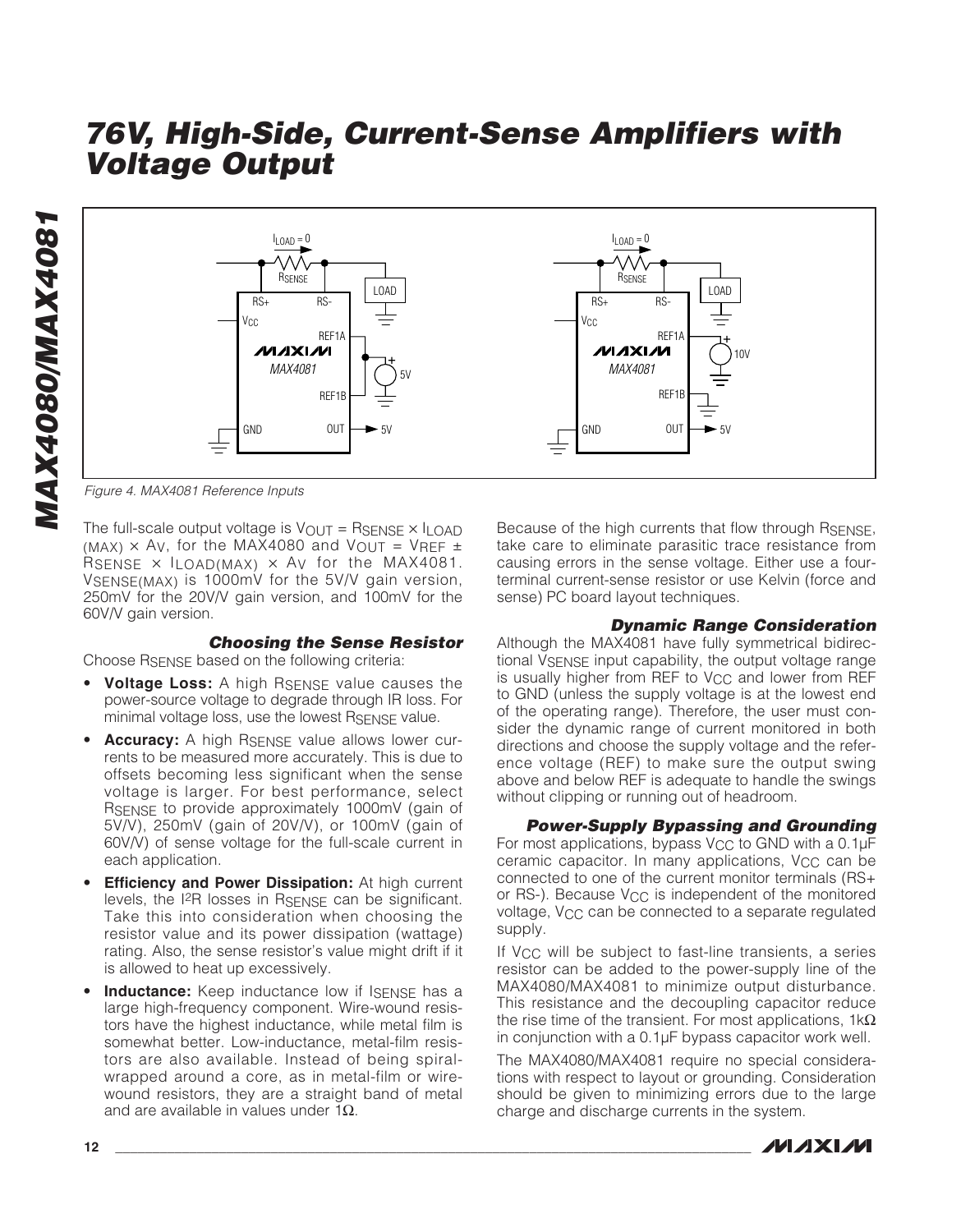Figure 4. MAX4081 Reference Inputs

The full-scale output voltage is $V_{OUT} = R_{SENSE} \times I_{LOAD(MAX)} \times A_V$, for the MAX4080 and $V_{OUT} = V_{REF} \pm R_{SENSE} \times I_{LOAD(MAX)} \times A_V$ for the MAX4081. $V_{SENSE(MAX)}$ is 1000mV for the 5V/V gain version, 250mV for the 20V/V gain version, and 100mV for the 60V/V gain version.

### Choosing the Sense Resistor

Choose $R_{SENSE}$ based on the following criteria:

- **Voltage Loss:** A high $R_{SENSE}$ value causes the power-source voltage to degrade through IR loss. For minimal voltage loss, use the lowest $R_{SENSE}$ value.
- **Accuracy:** A high $R_{SENSE}$ value allows lower currents to be measured more accurately. This is due to offsets becoming less significant when the sense voltage is larger. For best performance, select $R_{SENSE}$ to provide approximately 1000mV (gain of 5V/V), 250mV (gain of 20V/V), or 100mV (gain of 60V/V) of sense voltage for the full-scale current in each application.
- **Efficiency and Power Dissipation:** At high current levels, the $I^2R$ losses in $R_{SENSE}$ can be significant. Take this into consideration when choosing the resistor value and its power dissipation (wattage) rating. Also, the sense resistor's value might drift if it is allowed to heat up excessively.
- **Inductance:** Keep inductance low if $I_{SENSE}$ has a large high-frequency component. Wire-wound resistors have the highest inductance, while metal film is somewhat better. Low-inductance, metal-film resistors are also available. Instead of being spiral-wrapped around a core, as in metal-film or wire-wound resistors, they are a straight band of metal and are available in values under 1Ω.

Because of the high currents that flow through $R_{SENSE}$, take care to eliminate parasitic trace resistance from causing errors in the sense voltage. Either use a four-terminal current-sense resistor or use Kelvin (force and sense) PC board layout techniques.

### Dynamic Range Consideration

Although the MAX4081 have fully symmetrical bidirectional $V_{SENSE}$ input capability, the output voltage range is usually higher from REF to $V_{CC}$ and lower from REF to GND (unless the supply voltage is at the lowest end of the operating range). Therefore, the user must consider the dynamic range of current monitored in both directions and choose the supply voltage and the reference voltage (REF) to make sure the output swing above and below REF is adequate to handle the swings without clipping or running out of headroom.

### Power-Supply Bypassing and Grounding

For most applications, bypass $V_{CC}$ to GND with a 0.1µF ceramic capacitor. In many applications, $V_{CC}$ can be connected to one of the current monitor terminals (RS+ or RS-). Because $V_{CC}$ is independent of the monitored voltage, $V_{CC}$ can be connected to a separate regulated supply.

If $V_{CC}$ will be subject to fast-line transients, a series resistor can be added to the power-supply line of the MAX4080/MAX4081 to minimize output disturbance. This resistance and the decoupling capacitor reduce the rise time of the transient. For most applications, 1kΩ in conjunction with a 0.1µF bypass capacitor work well.

The MAX4080/MAX4081 require no special considerations with respect to layout or grounding. Consideration should be given to minimizing errors due to the large charge and discharge currents in the system.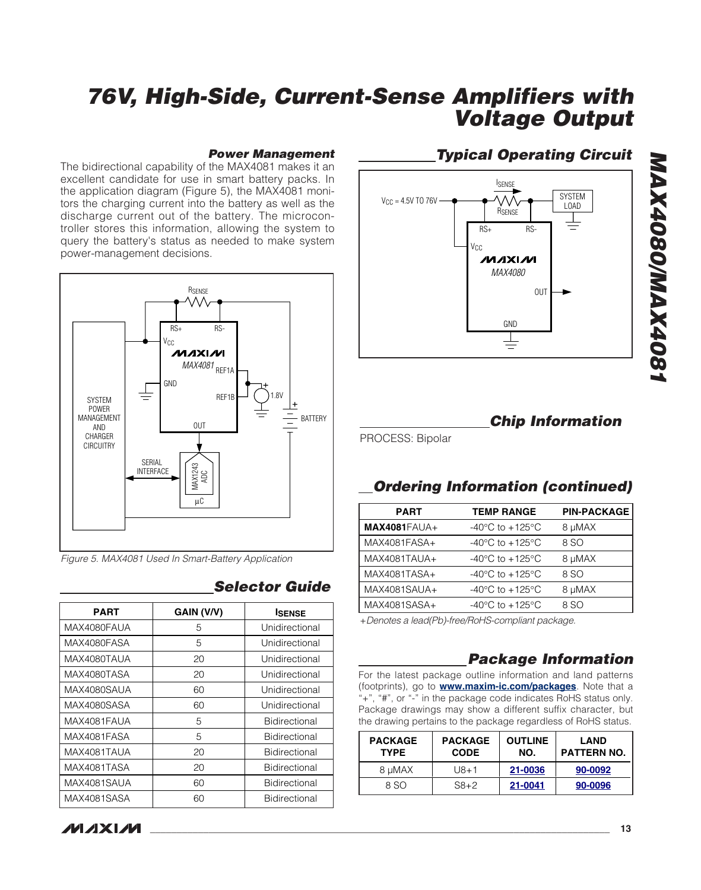### Power Management

The bidirectional capability of the MAX4081 makes it an excellent candidate for use in smart battery packs. In the application diagram (Figure 5), the MAX4081 monitors the charging current into the battery as well as the discharge current out of the battery. The microcontroller stores this information, allowing the system to query the battery's status as needed to make system power-management decisions.

Figure 5. MAX4081 Used In Smart-Battery Application

## Selector Guide

| PART | GAIN (V/V) | $I_{SENSE}$ |
|---|---|---|
| MAX4080FAUA | 5 | Unidirectional |
| MAX4080FASA | 5 | Unidirectional |
| MAX4080TAUA | 20 | Unidirectional |
| MAX4080TASA | 20 | Unidirectional |
| MAX4080SAUA | 60 | Unidirectional |
| MAX4080SASA | 60 | Unidirectional |
| MAX4081FAUA | 5 | Bidirectional |
| MAX4081FASA | 5 | Bidirectional |
| MAX4081TAUA | 20 | Bidirectional |
| MAX4081TASA | 20 | Bidirectional |
| MAX4081SAUA | 60 | Bidirectional |
| MAX4081SASA | 60 | Bidirectional |

## Typical Operating Circuit

## Chip Information

PROCESS: Bipolar

## Ordering Information (continued)

| PART | TEMP RANGE | PIN-PACKAGE |
|---|---|---|
| **MAX4081**FAUA+ | -40°C to +125°C | 8 µMAX |
| MAX4081FASA+ | -40°C to +125°C | 8 SO |
| MAX4081TAUA+ | -40°C to +125°C | 8 µMAX |
| MAX4081TASA+ | -40°C to +125°C | 8 SO |
| MAX4081SAUA+ | -40°C to +125°C | 8 µMAX |
| MAX4081SASA+ | -40°C to +125°C | 8 SO |

*+Denotes a lead(Pb)-free/RoHS-compliant package.*

## Package Information

For the latest package outline information and land patterns (footprints), go to **www.maxim-ic.com/packages**. Note that a "+", "#", or "-" in the package code indicates RoHS status only. Package drawings may show a different suffix character, but the drawing pertains to the package regardless of RoHS status.

| PACKAGE TYPE | PACKAGE CODE | OUTLINE NO. | LAND PATTERN NO. |
|---|---|---|---|
| 8 µMAX | U8+1 | 21-0036 | 90-0092 |
| 8 SO | S8+2 | 21-0041 | 90-0096 |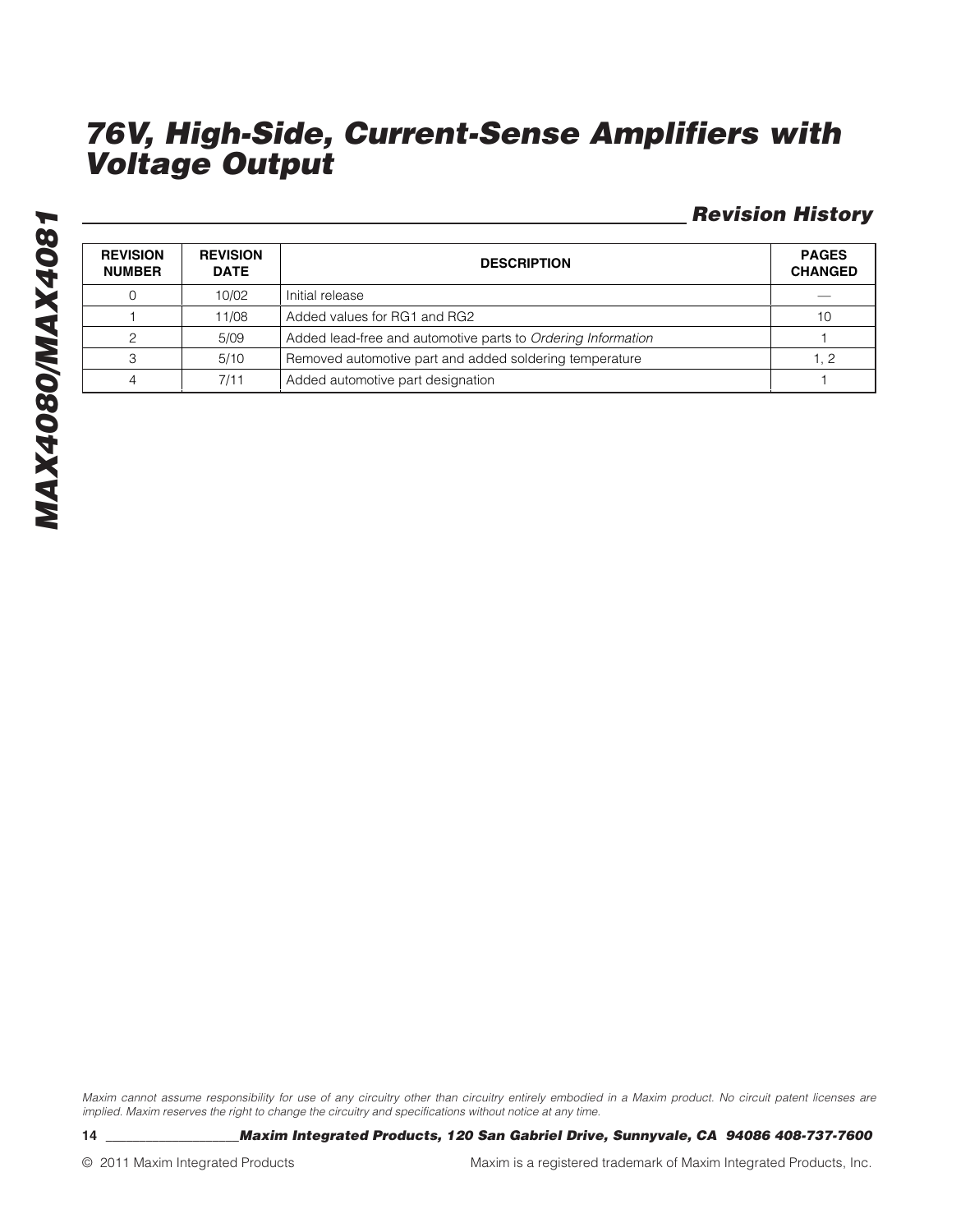## Revision History

| REVISION NUMBER | REVISION DATE | DESCRIPTION | PAGES CHANGED |
|---|---|---|---|
| 0 | 10/02 | Initial release | — |
| 1 | 11/08 | Added values for RG1 and RG2 | 10 |
| 2 | 5/09 | Added lead-free and automotive parts to *Ordering Information* | 1 |
| 3 | 5/10 | Removed automotive part and added soldering temperature | 1, 2 |
| 4 | 7/11 | Added automotive part designation | 1 |

*Maxim cannot assume responsibility for use of any circuitry other than circuitry entirely embodied in a Maxim product. No circuit patent licenses are implied. Maxim reserves the right to change the circuitry and specifications without notice at any time.*

***Maxim Integrated Products, 120 San Gabriel Drive, Sunnyvale, CA 94086 408-737-7600***

© 2011 Maxim Integrated Products

Maxim is a registered trademark of Maxim Integrated Products, Inc.